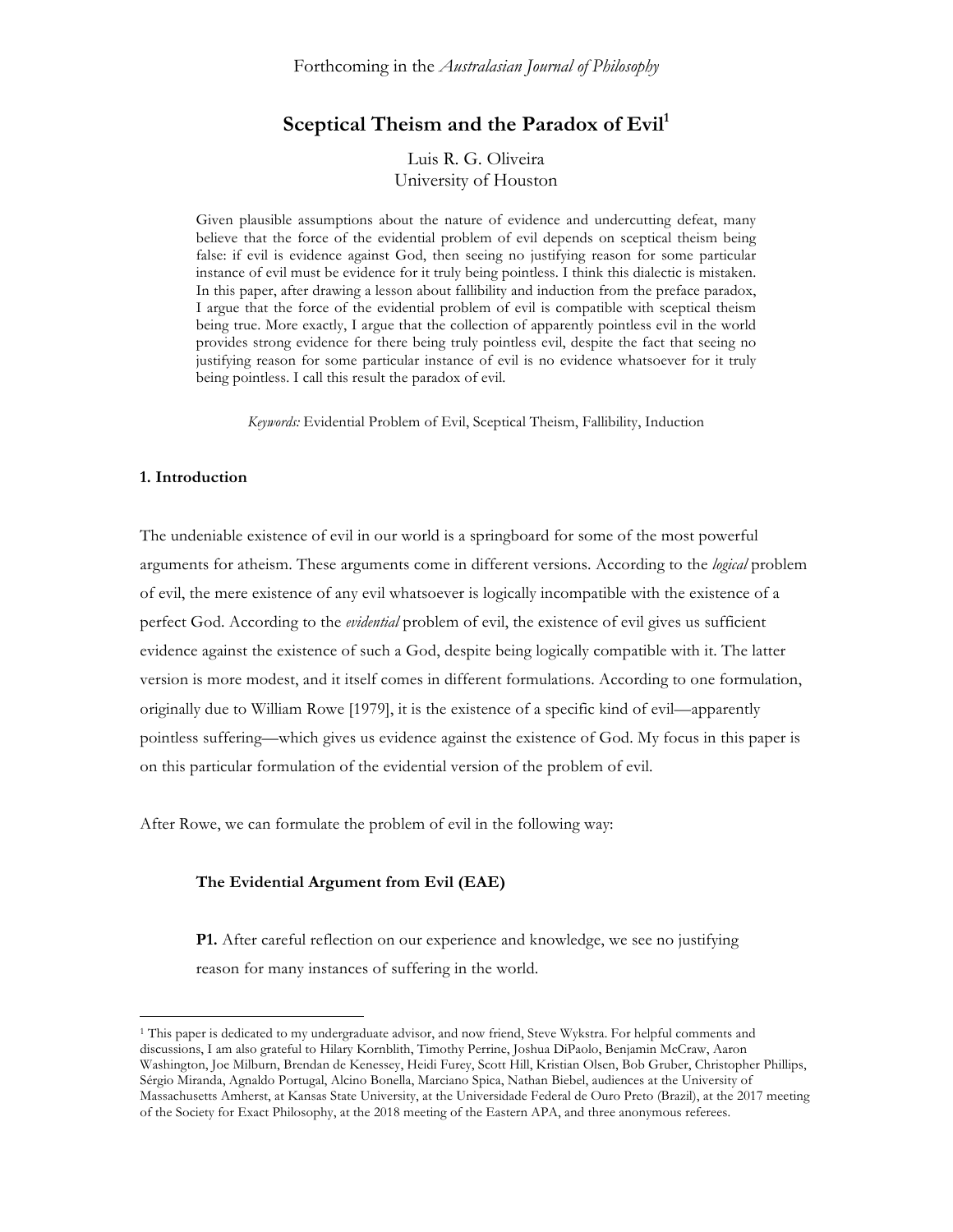Forthcoming in the *Australasian Journal of Philosophy*

# Sceptical Theism and the Paradox of Evil[1]

Luis R. G. Oliveira
University of Houston

Given plausible assumptions about the nature of evidence and undercutting defeat, many believe that the force of the evidential problem of evil depends on sceptical theism being false: if evil is evidence against God, then seeing no justifying reason for some particular instance of evil must be evidence for it truly being pointless. I think this dialectic is mistaken. In this paper, after drawing a lesson about fallibility and induction from the preface paradox, I argue that the force of the evidential problem of evil is compatible with sceptical theism being true. More exactly, I argue that the collection of apparently pointless evil in the world provides strong evidence for there being truly pointless evil, despite the fact that seeing no justifying reason for some particular instance of evil is no evidence whatsoever for it truly being pointless. I call this result the paradox of evil.

*Keywords:* Evidential Problem of Evil, Sceptical Theism, Fallibility, Induction

## 1. Introduction

The undeniable existence of evil in our world is a springboard for some of the most powerful arguments for atheism. These arguments come in different versions. According to the *logical* problem of evil, the mere existence of any evil whatsoever is logically incompatible with the existence of a perfect God. According to the *evidential* problem of evil, the existence of evil gives us sufficient evidence against the existence of such a God, despite being logically compatible with it. The latter version is more modest, and it itself comes in different formulations. According to one formulation, originally due to William Rowe [1979], it is the existence of a specific kind of evil—apparently pointless suffering—which gives us evidence against the existence of God. My focus in this paper is on this particular formulation of the evidential version of the problem of evil.

After Rowe, we can formulate the problem of evil in the following way:

**The Evidential Argument from Evil (EAE)**

> **P1.** After careful reflection on our experience and knowledge, we see no justifying reason for many instances of suffering in the world.

[1] This paper is dedicated to my undergraduate advisor, and now friend, Steve Wykstra. For helpful comments and discussions, I am also grateful to Hilary Kornblith, Timothy Perrine, Joshua DiPaolo, Benjamin McCraw, Aaron Washington, Joe Milburn, Brendan de Kenessey, Heidi Furey, Scott Hill, Kristian Olsen, Bob Gruber, Christopher Phillips, Sérgio Miranda, Agnaldo Portugal, Alcino Bonella, Marciano Spica, Nathan Biebel, audiences at the University of Massachusetts Amherst, at Kansas State University, at the Universidade Federal de Ouro Preto (Brazil), at the 2017 meeting of the Society for Exact Philosophy, at the 2018 meeting of the Eastern APA, and three anonymous referees.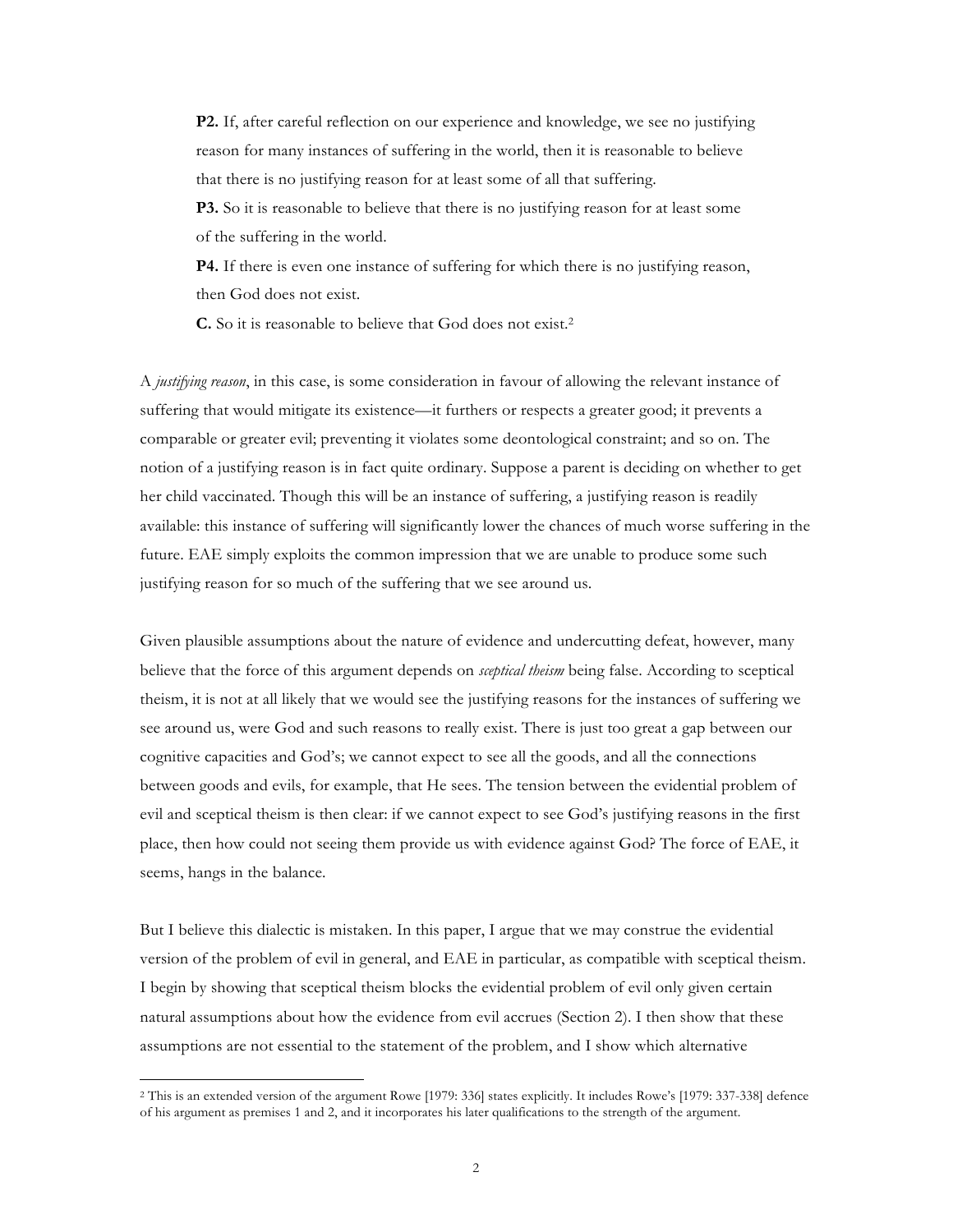**P2.** If, after careful reflection on our experience and knowledge, we see no justifying reason for many instances of suffering in the world, then it is reasonable to believe that there is no justifying reason for at least some of all that suffering.

**P3.** So it is reasonable to believe that there is no justifying reason for at least some of the suffering in the world.

**P4.** If there is even one instance of suffering for which there is no justifying reason, then God does not exist.

**C.** So it is reasonable to believe that God does not exist.[2]

A *justifying reason*, in this case, is some consideration in favour of allowing the relevant instance of suffering that would mitigate its existence—it furthers or respects a greater good; it prevents a comparable or greater evil; preventing it violates some deontological constraint; and so on. The notion of a justifying reason is in fact quite ordinary. Suppose a parent is deciding on whether to get her child vaccinated. Though this will be an instance of suffering, a justifying reason is readily available: this instance of suffering will significantly lower the chances of much worse suffering in the future. EAE simply exploits the common impression that we are unable to produce some such justifying reason for so much of the suffering that we see around us.

Given plausible assumptions about the nature of evidence and undercutting defeat, however, many believe that the force of this argument depends on *sceptical theism* being false. According to sceptical theism, it is not at all likely that we would see the justifying reasons for the instances of suffering we see around us, were God and such reasons to really exist. There is just too great a gap between our cognitive capacities and God's; we cannot expect to see all the goods, and all the connections between goods and evils, for example, that He sees. The tension between the evidential problem of evil and sceptical theism is then clear: if we cannot expect to see God's justifying reasons in the first place, then how could not seeing them provide us with evidence against God? The force of EAE, it seems, hangs in the balance.

But I believe this dialectic is mistaken. In this paper, I argue that we may construe the evidential version of the problem of evil in general, and EAE in particular, as compatible with sceptical theism. I begin by showing that sceptical theism blocks the evidential problem of evil only given certain natural assumptions about how the evidence from evil accrues (Section 2). I then show that these assumptions are not essential to the statement of the problem, and I show which alternative

[2] This is an extended version of the argument Rowe [1979: 336] states explicitly. It includes Rowe's [1979: 337-338] defence of his argument as premises 1 and 2, and it incorporates his later qualifications to the strength of the argument.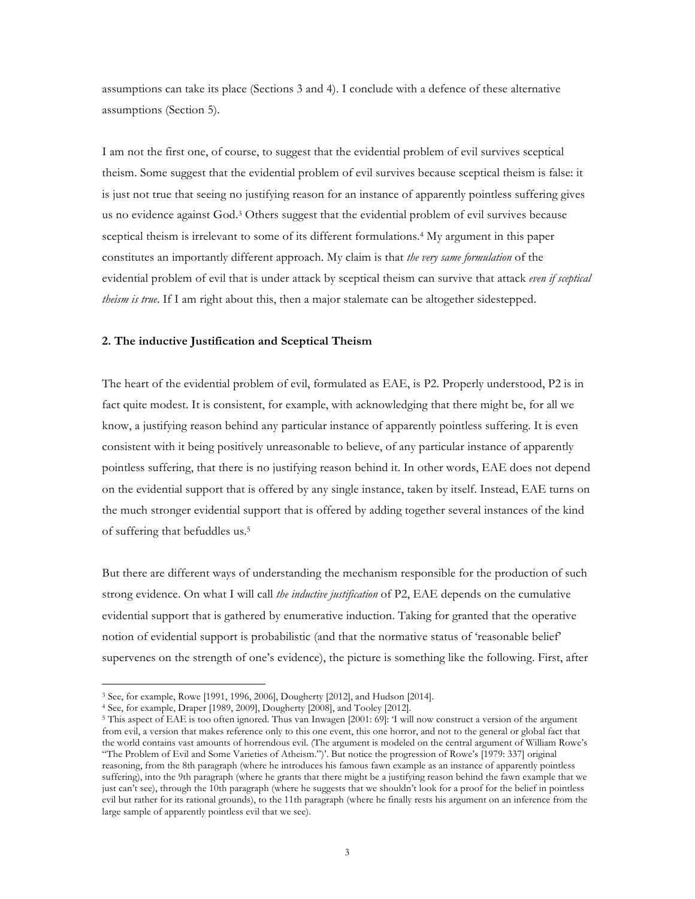assumptions can take its place (Sections 3 and 4). I conclude with a defence of these alternative assumptions (Section 5).

I am not the first one, of course, to suggest that the evidential problem of evil survives sceptical theism. Some suggest that the evidential problem of evil survives because sceptical theism is false: it is just not true that seeing no justifying reason for an instance of apparently pointless suffering gives us no evidence against God.[3] Others suggest that the evidential problem of evil survives because sceptical theism is irrelevant to some of its different formulations.[4] My argument in this paper constitutes an importantly different approach. My claim is that *the very same formulation* of the evidential problem of evil that is under attack by sceptical theism can survive that attack *even if sceptical theism is true*. If I am right about this, then a major stalemate can be altogether sidestepped.

## 2. The inductive Justification and Sceptical Theism

The heart of the evidential problem of evil, formulated as EAE, is P2. Properly understood, P2 is in fact quite modest. It is consistent, for example, with acknowledging that there might be, for all we know, a justifying reason behind any particular instance of apparently pointless suffering. It is even consistent with it being positively unreasonable to believe, of any particular instance of apparently pointless suffering, that there is no justifying reason behind it. In other words, EAE does not depend on the evidential support that is offered by any single instance, taken by itself. Instead, EAE turns on the much stronger evidential support that is offered by adding together several instances of the kind of suffering that befuddles us.[5]

But there are different ways of understanding the mechanism responsible for the production of such strong evidence. On what I will call *the inductive justification* of P2, EAE depends on the cumulative evidential support that is gathered by enumerative induction. Taking for granted that the operative notion of evidential support is probabilistic (and that the normative status of 'reasonable belief' supervenes on the strength of one's evidence), the picture is something like the following. First, after

---

[3] See, for example, Rowe [1991, 1996, 2006], Dougherty [2012], and Hudson [2014].

[4] See, for example, Draper [1989, 2009], Dougherty [2008], and Tooley [2012].

[5] This aspect of EAE is too often ignored. Thus van Inwagen [2001: 69]: 'I will now construct a version of the argument from evil, a version that makes reference only to this one event, this one horror, and not to the general or global fact that the world contains vast amounts of horrendous evil. (The argument is modeled on the central argument of William Rowe's "The Problem of Evil and Some Varieties of Atheism.")'. But notice the progression of Rowe's [1979: 337] original reasoning, from the 8th paragraph (where he introduces his famous fawn example as an instance of apparently pointless suffering), into the 9th paragraph (where he grants that there might be a justifying reason behind the fawn example that we just can't see), through the 10th paragraph (where he suggests that we shouldn't look for a proof for the belief in pointless evil but rather for its rational grounds), to the 11th paragraph (where he finally rests his argument on an inference from the large sample of apparently pointless evil that we see).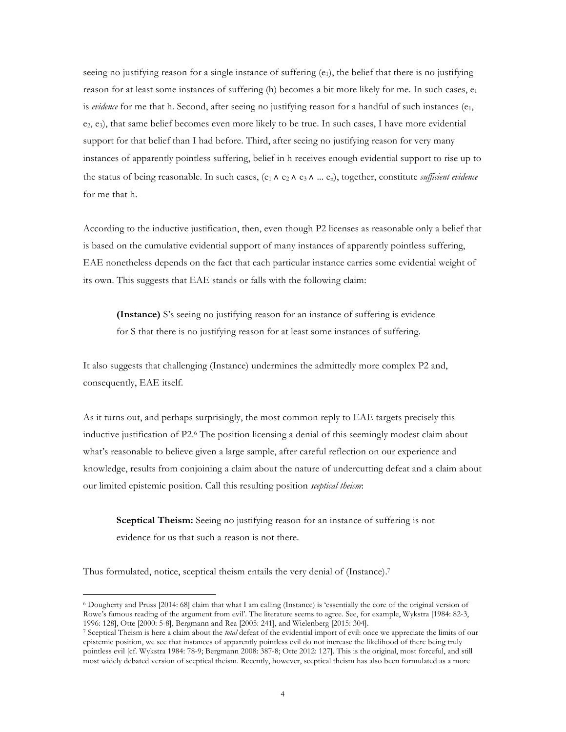seeing no justifying reason for a single instance of suffering ($e_1$), the belief that there is no justifying reason for at least some instances of suffering (h) becomes a bit more likely for me. In such cases, $e_1$ is *evidence* for me that h. Second, after seeing no justifying reason for a handful of such instances ($e_1$, $e_2$, $e_3$), that same belief becomes even more likely to be true. In such cases, I have more evidential support for that belief than I had before. Third, after seeing no justifying reason for very many instances of apparently pointless suffering, belief in h receives enough evidential support to rise up to the status of being reasonable. In such cases, ($e_1 \wedge e_2 \wedge e_3 \wedge \ldots e_n$), together, constitute *sufficient evidence* for me that h.

According to the inductive justification, then, even though P2 licenses as reasonable only a belief that is based on the cumulative evidential support of many instances of apparently pointless suffering, EAE nonetheless depends on the fact that each particular instance carries some evidential weight of its own. This suggests that EAE stands or falls with the following claim:

> **(Instance)** S's seeing no justifying reason for an instance of suffering is evidence for S that there is no justifying reason for at least some instances of suffering.

It also suggests that challenging (Instance) undermines the admittedly more complex P2 and, consequently, EAE itself.

As it turns out, and perhaps surprisingly, the most common reply to EAE targets precisely this inductive justification of P2.[6] The position licensing a denial of this seemingly modest claim about what's reasonable to believe given a large sample, after careful reflection on our experience and knowledge, results from conjoining a claim about the nature of undercutting defeat and a claim about our limited epistemic position. Call this resulting position *sceptical theism*:

> **Sceptical Theism:** Seeing no justifying reason for an instance of suffering is not evidence for us that such a reason is not there.

Thus formulated, notice, sceptical theism entails the very denial of (Instance).[7]

---

[6] Dougherty and Pruss [2014: 68] claim that what I am calling (Instance) is 'essentially the core of the original version of Rowe's famous reading of the argument from evil'. The literature seems to agree. See, for example, Wykstra [1984: 82-3, 1996: 128], Otte [2000: 5-8], Bergmann and Rea [2005: 241], and Wielenberg [2015: 304].

[7] Sceptical Theism is here a claim about the *total* defeat of the evidential import of evil: once we appreciate the limits of our epistemic position, we see that instances of apparently pointless evil do not increase the likelihood of there being truly pointless evil [cf. Wykstra 1984: 78-9; Bergmann 2008: 387-8; Otte 2012: 127]. This is the original, most forceful, and still most widely debated version of sceptical theism. Recently, however, sceptical theism has also been formulated as a more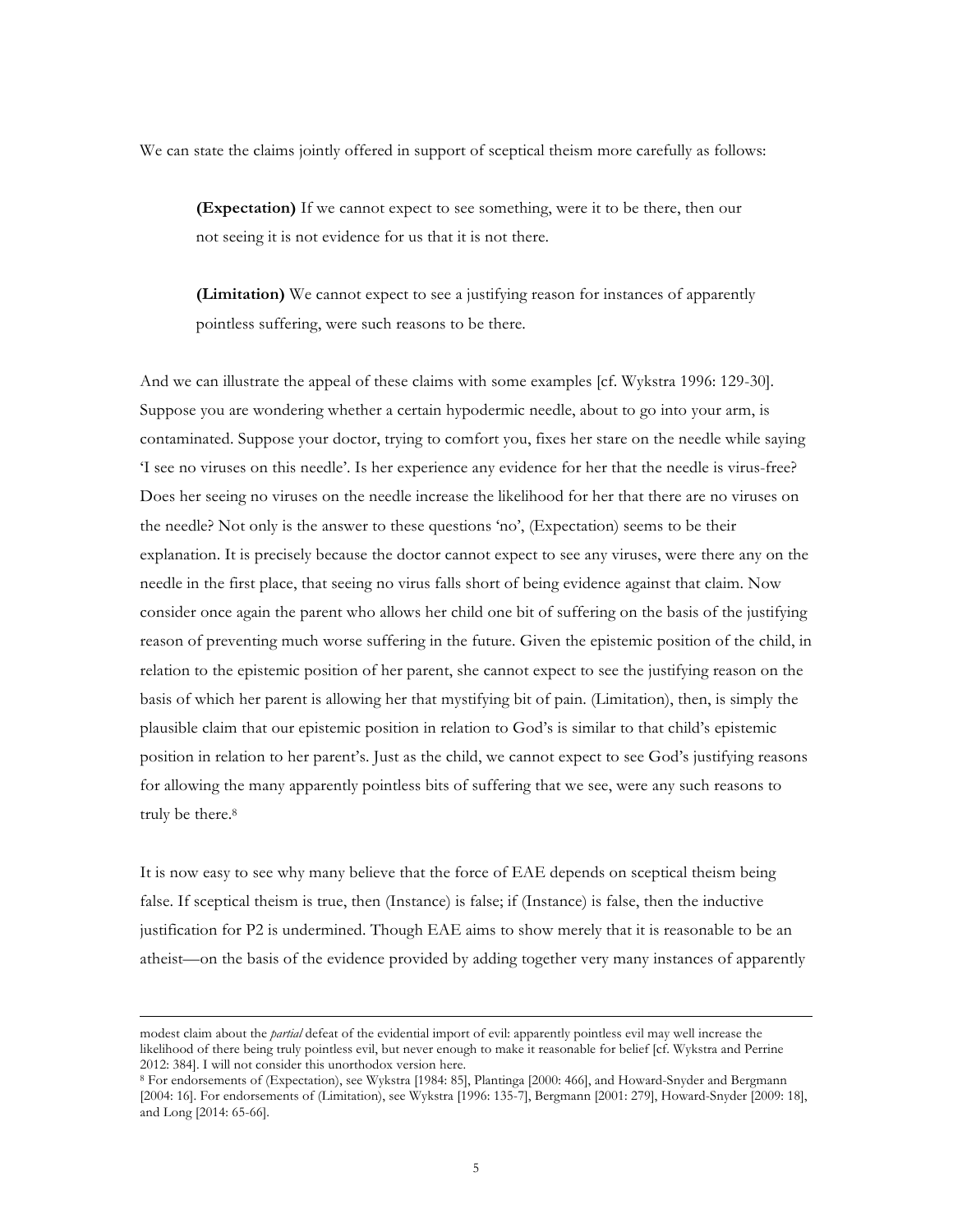We can state the claims jointly offered in support of sceptical theism more carefully as follows:

> **(Expectation)** If we cannot expect to see something, were it to be there, then our not seeing it is not evidence for us that it is not there.

> **(Limitation)** We cannot expect to see a justifying reason for instances of apparently pointless suffering, were such reasons to be there.

And we can illustrate the appeal of these claims with some examples [cf. Wykstra 1996: 129-30]. Suppose you are wondering whether a certain hypodermic needle, about to go into your arm, is contaminated. Suppose your doctor, trying to comfort you, fixes her stare on the needle while saying 'I see no viruses on this needle'. Is her experience any evidence for her that the needle is virus-free? Does her seeing no viruses on the needle increase the likelihood for her that there are no viruses on the needle? Not only is the answer to these questions 'no', (Expectation) seems to be their explanation. It is precisely because the doctor cannot expect to see any viruses, were there any on the needle in the first place, that seeing no virus falls short of being evidence against that claim. Now consider once again the parent who allows her child one bit of suffering on the basis of the justifying reason of preventing much worse suffering in the future. Given the epistemic position of the child, in relation to the epistemic position of her parent, she cannot expect to see the justifying reason on the basis of which her parent is allowing her that mystifying bit of pain. (Limitation), then, is simply the plausible claim that our epistemic position in relation to God's is similar to that child's epistemic position in relation to her parent's. Just as the child, we cannot expect to see God's justifying reasons for allowing the many apparently pointless bits of suffering that we see, were any such reasons to truly be there.[8]

It is now easy to see why many believe that the force of EAE depends on sceptical theism being false. If sceptical theism is true, then (Instance) is false; if (Instance) is false, then the inductive justification for P2 is undermined. Though EAE aims to show merely that it is reasonable to be an atheist—on the basis of the evidence provided by adding together very many instances of apparently

---

modest claim about the *partial* defeat of the evidential import of evil: apparently pointless evil may well increase the likelihood of there being truly pointless evil, but never enough to make it reasonable for belief [cf. Wykstra and Perrine 2012: 384]. I will not consider this unorthodox version here.

[8] For endorsements of (Expectation), see Wykstra [1984: 85], Plantinga [2000: 466], and Howard-Snyder and Bergmann [2004: 16]. For endorsements of (Limitation), see Wykstra [1996: 135-7], Bergmann [2001: 279], Howard-Snyder [2009: 18], and Long [2014: 65-66].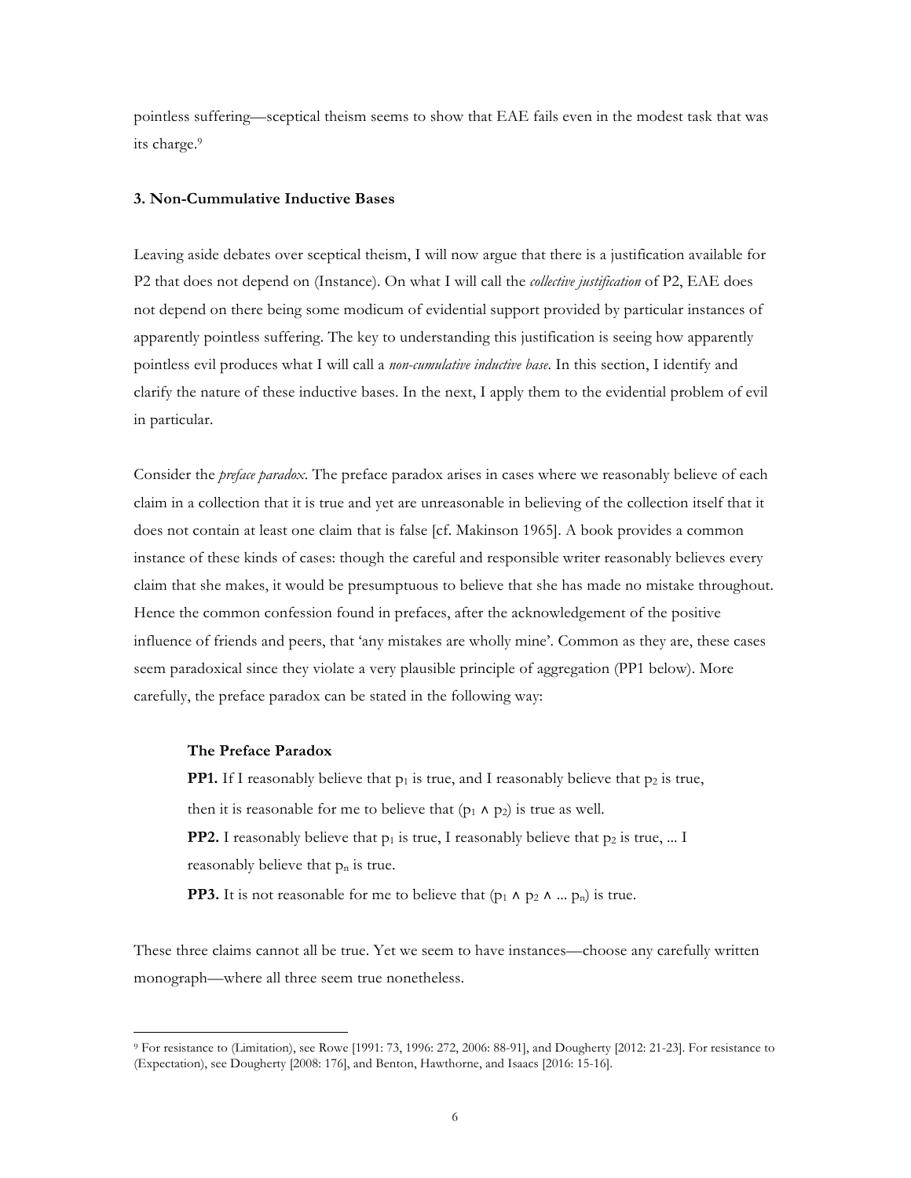pointless suffering—sceptical theism seems to show that EAE fails even in the modest task that was its charge.[9]

### 3. Non-Cummulative Inductive Bases

Leaving aside debates over sceptical theism, I will now argue that there is a justification available for P2 that does not depend on (Instance). On what I will call the *collective justification* of P2, EAE does not depend on there being some modicum of evidential support provided by particular instances of apparently pointless suffering. The key to understanding this justification is seeing how apparently pointless evil produces what I will call a *non-cumulative inductive base*. In this section, I identify and clarify the nature of these inductive bases. In the next, I apply them to the evidential problem of evil in particular.

Consider the *preface paradox*. The preface paradox arises in cases where we reasonably believe of each claim in a collection that it is true and yet are unreasonable in believing of the collection itself that it does not contain at least one claim that is false [cf. Makinson 1965]. A book provides a common instance of these kinds of cases: though the careful and responsible writer reasonably believes every claim that she makes, it would be presumptuous to believe that she has made no mistake throughout. Hence the common confession found in prefaces, after the acknowledgement of the positive influence of friends and peers, that 'any mistakes are wholly mine'. Common as they are, these cases seem paradoxical since they violate a very plausible principle of aggregation (PP1 below). More carefully, the preface paradox can be stated in the following way:

> **The Preface Paradox**
>
> **PP1.** If I reasonably believe that $p_1$ is true, and I reasonably believe that $p_2$ is true, then it is reasonable for me to believe that ($p_1 \wedge p_2$) is true as well.
>
> **PP2.** I reasonably believe that $p_1$ is true, I reasonably believe that $p_2$ is true, ... I reasonably believe that $p_n$ is true.
>
> **PP3.** It is not reasonable for me to believe that ($p_1 \wedge p_2 \wedge ... p_n$) is true.

These three claims cannot all be true. Yet we seem to have instances—choose any carefully written monograph—where all three seem true nonetheless.

[9] For resistance to (Limitation), see Rowe [1991: 73, 1996: 272, 2006: 88-91], and Dougherty [2012: 21-23]. For resistance to (Expectation), see Dougherty [2008: 176], and Benton, Hawthorne, and Isaacs [2016: 15-16].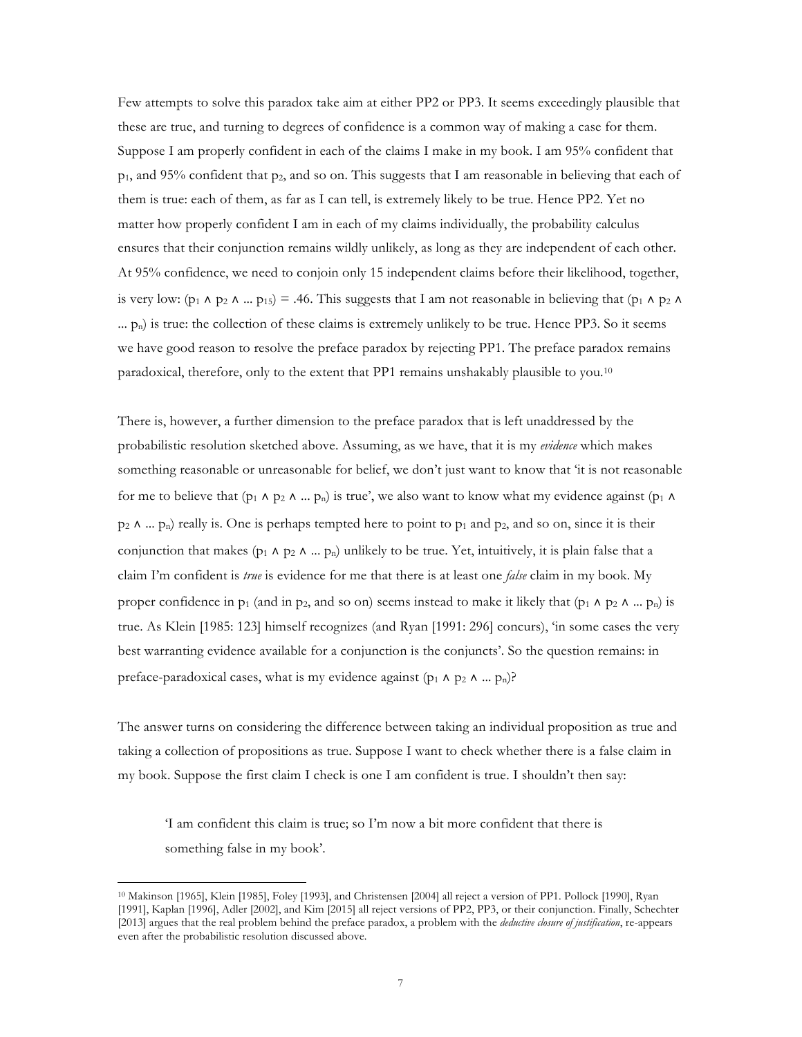Few attempts to solve this paradox take aim at either PP2 or PP3. It seems exceedingly plausible that these are true, and turning to degrees of confidence is a common way of making a case for them. Suppose I am properly confident in each of the claims I make in my book. I am 95% confident that $p_1$, and 95% confident that $p_2$, and so on. This suggests that I am reasonable in believing that each of them is true: each of them, as far as I can tell, is extremely likely to be true. Hence PP2. Yet no matter how properly confident I am in each of my claims individually, the probability calculus ensures that their conjunction remains wildly unlikely, as long as they are independent of each other. At 95% confidence, we need to conjoin only 15 independent claims before their likelihood, together, is very low: $(p_1 \wedge p_2 \wedge ... p_{15}) = .46$. This suggests that I am not reasonable in believing that $(p_1 \wedge p_2 \wedge ... p_n)$ is true: the collection of these claims is extremely unlikely to be true. Hence PP3. So it seems we have good reason to resolve the preface paradox by rejecting PP1. The preface paradox remains paradoxical, therefore, only to the extent that PP1 remains unshakably plausible to you.[10]

There is, however, a further dimension to the preface paradox that is left unaddressed by the probabilistic resolution sketched above. Assuming, as we have, that it is my *evidence* which makes something reasonable or unreasonable for belief, we don't just want to know that 'it is not reasonable for me to believe that $(p_1 \wedge p_2 \wedge ... p_n)$ is true', we also want to know what my evidence against $(p_1 \wedge p_2 \wedge ... p_n)$ really is. One is perhaps tempted here to point to $p_1$ and $p_2$, and so on, since it is their conjunction that makes $(p_1 \wedge p_2 \wedge ... p_n)$ unlikely to be true. Yet, intuitively, it is plain false that a claim I'm confident is *true* is evidence for me that there is at least one *false* claim in my book. My proper confidence in $p_1$ (and in $p_2$, and so on) seems instead to make it likely that $(p_1 \wedge p_2 \wedge ... p_n)$ is true. As Klein [1985: 123] himself recognizes (and Ryan [1991: 296] concurs), 'in some cases the very best warranting evidence available for a conjunction is the conjuncts'. So the question remains: in preface-paradoxical cases, what is my evidence against $(p_1 \wedge p_2 \wedge ... p_n)$?

The answer turns on considering the difference between taking an individual proposition as true and taking a collection of propositions as true. Suppose I want to check whether there is a false claim in my book. Suppose the first claim I check is one I am confident is true. I shouldn't then say:

> 'I am confident this claim is true; so I'm now a bit more confident that there is something false in my book'.

---

[10] Makinson [1965], Klein [1985], Foley [1993], and Christensen [2004] all reject a version of PP1. Pollock [1990], Ryan [1991], Kaplan [1996], Adler [2002], and Kim [2015] all reject versions of PP2, PP3, or their conjunction. Finally, Schechter [2013] argues that the real problem behind the preface paradox, a problem with the *deductive closure of justification*, re-appears even after the probabilistic resolution discussed above.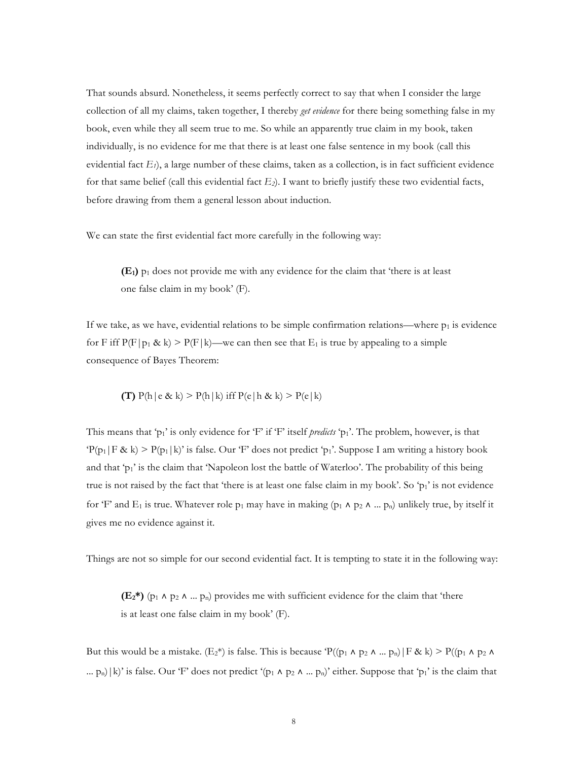That sounds absurd. Nonetheless, it seems perfectly correct to say that when I consider the large collection of all my claims, taken together, I thereby *get evidence* for there being something false in my book, even while they all seem true to me. So while an apparently true claim in my book, taken individually, is no evidence for me that there is at least one false sentence in my book (call this evidential fact $E_1$), a large number of these claims, taken as a collection, is in fact sufficient evidence for that same belief (call this evidential fact $E_2$). I want to briefly justify these two evidential facts, before drawing from them a general lesson about induction.

We can state the first evidential fact more carefully in the following way:

> **($E_1$)** $p_1$ does not provide me with any evidence for the claim that 'there is at least one false claim in my book' (F).

If we take, as we have, evidential relations to be simple confirmation relations—where $p_1$ is evidence for F iff $P(F|p_1 \& k) > P(F|k)$—we can then see that $E_1$ is true by appealing to a simple consequence of Bayes Theorem:

> **(T)** $P(h|e \& k) > P(h|k)$ iff $P(e|h \& k) > P(e|k)$

This means that '$p_1$' is only evidence for 'F' if 'F' itself *predicts* '$p_1$'. The problem, however, is that '$P(p_1|F \& k) > P(p_1|k)$' is false. Our 'F' does not predict '$p_1$'. Suppose I am writing a history book and that '$p_1$' is the claim that 'Napoleon lost the battle of Waterloo'. The probability of this being true is not raised by the fact that 'there is at least one false claim in my book'. So '$p_1$' is not evidence for 'F' and $E_1$ is true. Whatever role $p_1$ may have in making $(p_1 \wedge p_2 \wedge \ldots p_n)$ unlikely true, by itself it gives me no evidence against it.

Things are not so simple for our second evidential fact. It is tempting to state it in the following way:

> **($E_2$*)** $(p_1 \wedge p_2 \wedge \ldots p_n)$ provides me with sufficient evidence for the claim that 'there is at least one false claim in my book' (F).

But this would be a mistake. ($E_2$*) is false. This is because '$P((p_1 \wedge p_2 \wedge \ldots p_n)|F \& k) > P((p_1 \wedge p_2 \wedge \ldots p_n)|k)$' is false. Our 'F' does not predict '$(p_1 \wedge p_2 \wedge \ldots p_n)$' either. Suppose that '$p_1$' is the claim that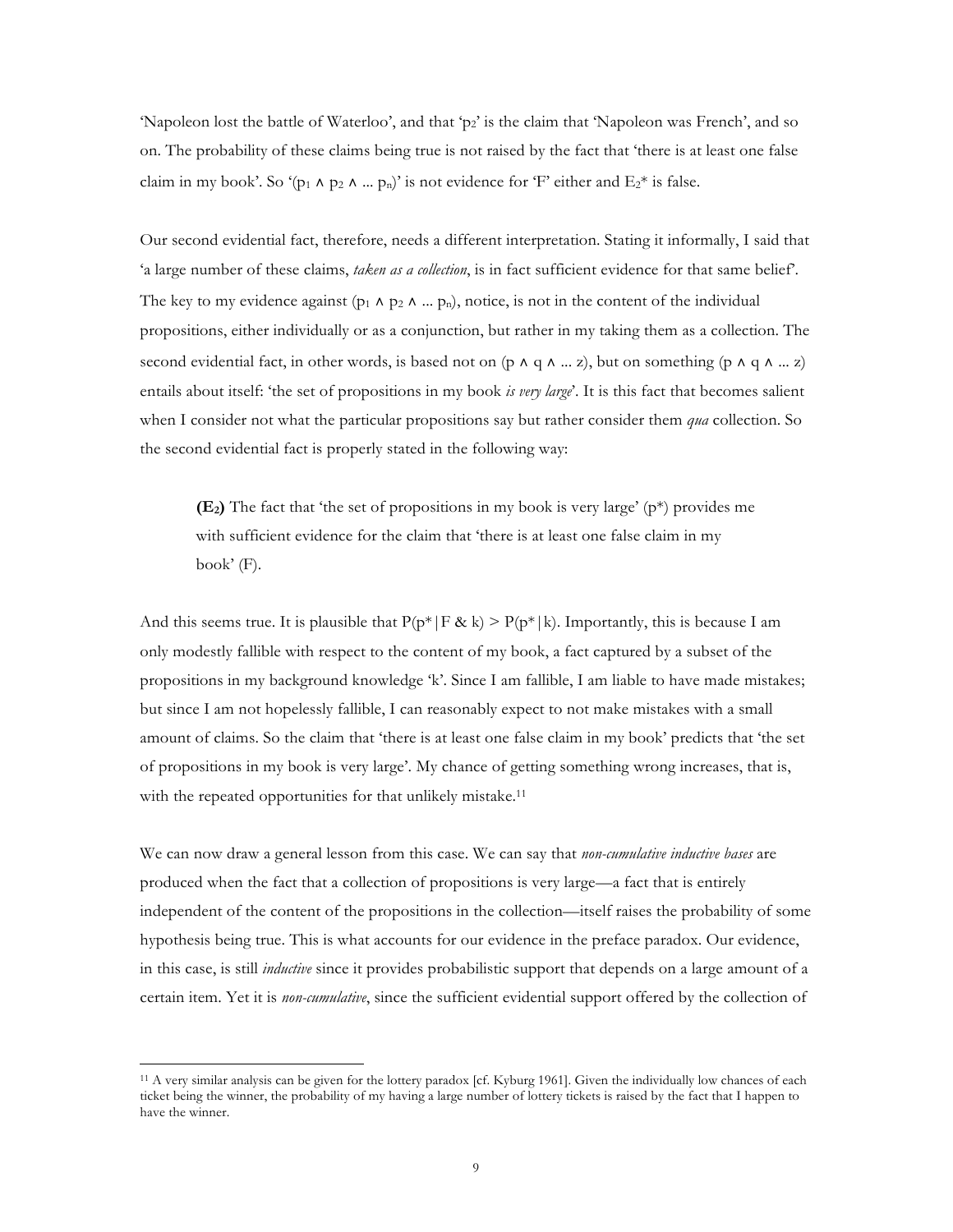'Napoleon lost the battle of Waterloo', and that '$p_2$' is the claim that 'Napoleon was French', and so on. The probability of these claims being true is not raised by the fact that 'there is at least one false claim in my book'. So '($p_1 \wedge p_2 \wedge \ldots p_n$)' is not evidence for 'F' either and $E_2$* is false.

Our second evidential fact, therefore, needs a different interpretation. Stating it informally, I said that 'a large number of these claims, *taken as a collection*, is in fact sufficient evidence for that same belief'. The key to my evidence against ($p_1 \wedge p_2 \wedge \ldots p_n$), notice, is not in the content of the individual propositions, either individually or as a conjunction, but rather in my taking them as a collection. The second evidential fact, in other words, is based not on ($p \wedge q \wedge \ldots z$), but on something ($p \wedge q \wedge \ldots z$) entails about itself: 'the set of propositions in my book *is very large*'. It is this fact that becomes salient when I consider not what the particular propositions say but rather consider them *qua* collection. So the second evidential fact is properly stated in the following way:

> **($E_2$)** The fact that 'the set of propositions in my book is very large' (p*) provides me with sufficient evidence for the claim that 'there is at least one false claim in my book' (F).

And this seems true. It is plausible that $P(p^*|F \,\&\, k) > P(p^*|k)$. Importantly, this is because I am only modestly fallible with respect to the content of my book, a fact captured by a subset of the propositions in my background knowledge 'k'. Since I am fallible, I am liable to have made mistakes; but since I am not hopelessly fallible, I can reasonably expect to not make mistakes with a small amount of claims. So the claim that 'there is at least one false claim in my book' predicts that 'the set of propositions in my book is very large'. My chance of getting something wrong increases, that is, with the repeated opportunities for that unlikely mistake.[11]

We can now draw a general lesson from this case. We can say that *non-cumulative inductive bases* are produced when the fact that a collection of propositions is very large—a fact that is entirely independent of the content of the propositions in the collection—itself raises the probability of some hypothesis being true. This is what accounts for our evidence in the preface paradox. Our evidence, in this case, is still *inductive* since it provides probabilistic support that depends on a large amount of a certain item. Yet it is *non-cumulative*, since the sufficient evidential support offered by the collection of

---

[11] A very similar analysis can be given for the lottery paradox [cf. Kyburg 1961]. Given the individually low chances of each ticket being the winner, the probability of my having a large number of lottery tickets is raised by the fact that I happen to have the winner.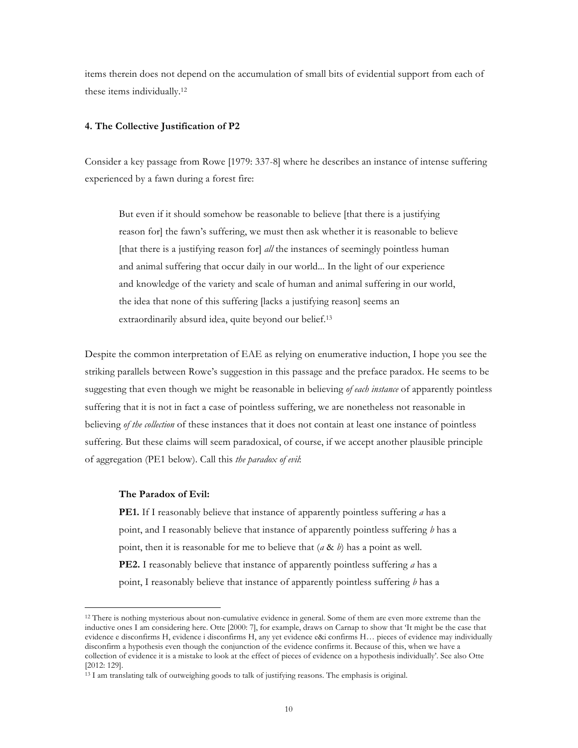items therein does not depend on the accumulation of small bits of evidential support from each of these items individually.[12]

#### 4. The Collective Justification of P2

Consider a key passage from Rowe [1979: 337-8] where he describes an instance of intense suffering experienced by a fawn during a forest fire:

> But even if it should somehow be reasonable to believe [that there is a justifying reason for] the fawn's suffering, we must then ask whether it is reasonable to believe [that there is a justifying reason for] *all* the instances of seemingly pointless human and animal suffering that occur daily in our world... In the light of our experience and knowledge of the variety and scale of human and animal suffering in our world, the idea that none of this suffering [lacks a justifying reason] seems an extraordinarily absurd idea, quite beyond our belief.[13]

Despite the common interpretation of EAE as relying on enumerative induction, I hope you see the striking parallels between Rowe's suggestion in this passage and the preface paradox. He seems to be suggesting that even though we might be reasonable in believing *of each instance* of apparently pointless suffering that it is not in fact a case of pointless suffering, we are nonetheless not reasonable in believing *of the collection* of these instances that it does not contain at least one instance of pointless suffering. But these claims will seem paradoxical, of course, if we accept another plausible principle of aggregation (PE1 below). Call this *the paradox of evil*:

> **The Paradox of Evil:**
>
> **PE1.** If I reasonably believe that instance of apparently pointless suffering *a* has a point, and I reasonably believe that instance of apparently pointless suffering *b* has a point, then it is reasonable for me to believe that (*a* & *b*) has a point as well.
>
> **PE2.** I reasonably believe that instance of apparently pointless suffering *a* has a point, I reasonably believe that instance of apparently pointless suffering *b* has a

---

[12] There is nothing mysterious about non-cumulative evidence in general. Some of them are even more extreme than the inductive ones I am considering here. Otte [2000: 7], for example, draws on Carnap to show that 'It might be the case that evidence e disconfirms H, evidence i disconfirms H, any yet evidence e&i confirms H… pieces of evidence may individually disconfirm a hypothesis even though the conjunction of the evidence confirms it. Because of this, when we have a collection of evidence it is a mistake to look at the effect of pieces of evidence on a hypothesis individually'. See also Otte [2012: 129].

[13] I am translating talk of outweighing goods to talk of justifying reasons. The emphasis is original.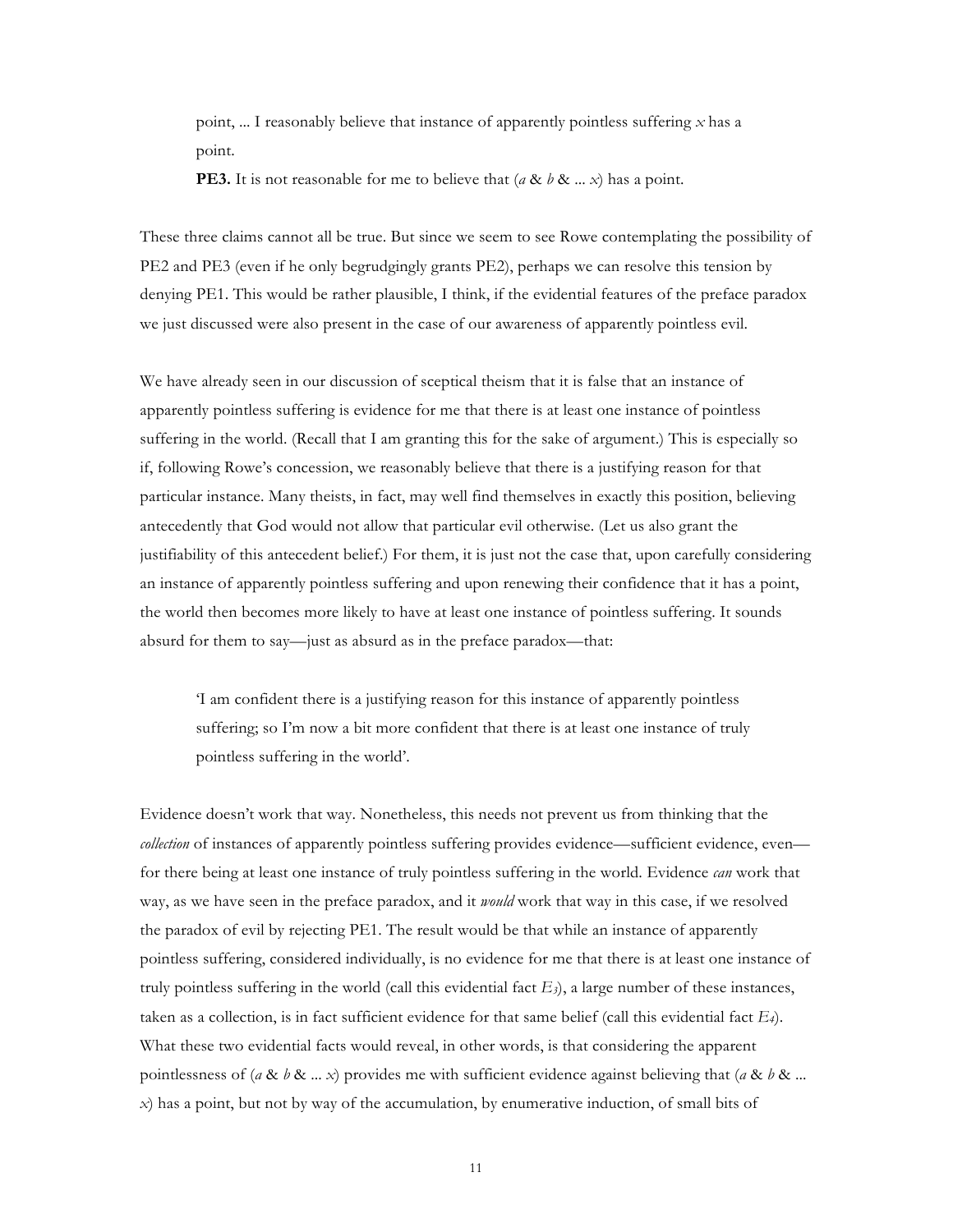point, ... I reasonably believe that instance of apparently pointless suffering *x* has a point.

**PE3.** It is not reasonable for me to believe that (*a* & *b* & ... *x*) has a point.

These three claims cannot all be true. But since we seem to see Rowe contemplating the possibility of PE2 and PE3 (even if he only begrudgingly grants PE2), perhaps we can resolve this tension by denying PE1. This would be rather plausible, I think, if the evidential features of the preface paradox we just discussed were also present in the case of our awareness of apparently pointless evil.

We have already seen in our discussion of sceptical theism that it is false that an instance of apparently pointless suffering is evidence for me that there is at least one instance of pointless suffering in the world. (Recall that I am granting this for the sake of argument.) This is especially so if, following Rowe's concession, we reasonably believe that there is a justifying reason for that particular instance. Many theists, in fact, may well find themselves in exactly this position, believing antecedently that God would not allow that particular evil otherwise. (Let us also grant the justifiability of this antecedent belief.) For them, it is just not the case that, upon carefully considering an instance of apparently pointless suffering and upon renewing their confidence that it has a point, the world then becomes more likely to have at least one instance of pointless suffering. It sounds absurd for them to say—just as absurd as in the preface paradox—that:

> 'I am confident there is a justifying reason for this instance of apparently pointless suffering; so I'm now a bit more confident that there is at least one instance of truly pointless suffering in the world'.

Evidence doesn't work that way. Nonetheless, this needs not prevent us from thinking that the *collection* of instances of apparently pointless suffering provides evidence—sufficient evidence, even—for there being at least one instance of truly pointless suffering in the world. Evidence *can* work that way, as we have seen in the preface paradox, and it *would* work that way in this case, if we resolved the paradox of evil by rejecting PE1. The result would be that while an instance of apparently pointless suffering, considered individually, is no evidence for me that there is at least one instance of truly pointless suffering in the world (call this evidential fact $E_3$), a large number of these instances, taken as a collection, is in fact sufficient evidence for that same belief (call this evidential fact $E_4$). What these two evidential facts would reveal, in other words, is that considering the apparent pointlessness of (*a* & *b* & ... *x*) provides me with sufficient evidence against believing that (*a* & *b* & ... *x*) has a point, but not by way of the accumulation, by enumerative induction, of small bits of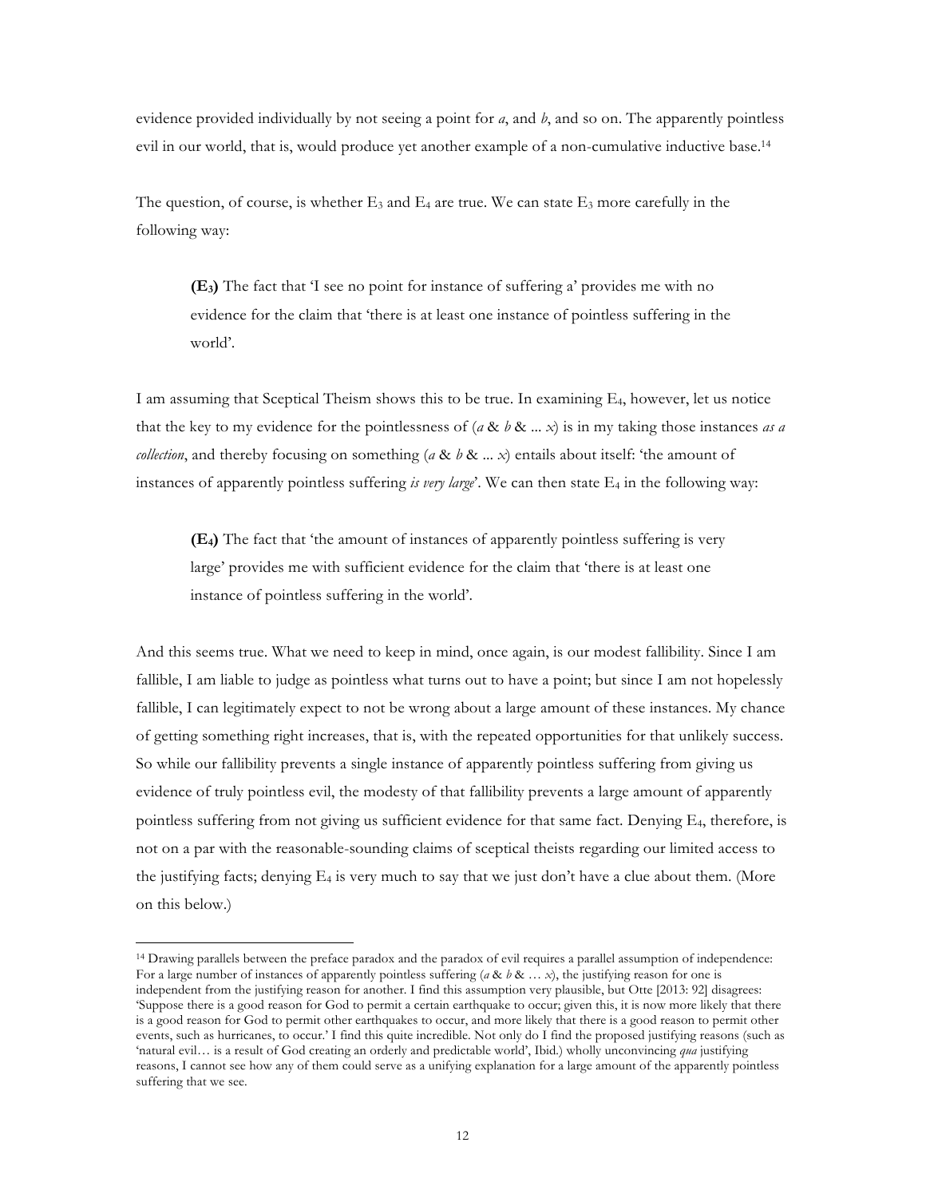evidence provided individually by not seeing a point for *a*, and *b*, and so on. The apparently pointless evil in our world, that is, would produce yet another example of a non-cumulative inductive base.[14]

The question, of course, is whether $E_3$ and $E_4$ are true. We can state $E_3$ more carefully in the following way:

> **($E_3$)** The fact that 'I see no point for instance of suffering a' provides me with no evidence for the claim that 'there is at least one instance of pointless suffering in the world'.

I am assuming that Sceptical Theism shows this to be true. In examining $E_4$, however, let us notice that the key to my evidence for the pointlessness of (*a* & *b* & ... *x*) is in my taking those instances *as a collection*, and thereby focusing on something (*a* & *b* & ... *x*) entails about itself: 'the amount of instances of apparently pointless suffering *is very large*'. We can then state $E_4$ in the following way:

> **($E_4$)** The fact that 'the amount of instances of apparently pointless suffering is very large' provides me with sufficient evidence for the claim that 'there is at least one instance of pointless suffering in the world'.

And this seems true. What we need to keep in mind, once again, is our modest fallibility. Since I am fallible, I am liable to judge as pointless what turns out to have a point; but since I am not hopelessly fallible, I can legitimately expect to not be wrong about a large amount of these instances. My chance of getting something right increases, that is, with the repeated opportunities for that unlikely success. So while our fallibility prevents a single instance of apparently pointless suffering from giving us evidence of truly pointless evil, the modesty of that fallibility prevents a large amount of apparently pointless suffering from not giving us sufficient evidence for that same fact. Denying $E_4$, therefore, is not on a par with the reasonable-sounding claims of sceptical theists regarding our limited access to the justifying facts; denying $E_4$ is very much to say that we just don't have a clue about them. (More on this below.)

---

[14] Drawing parallels between the preface paradox and the paradox of evil requires a parallel assumption of independence: For a large number of instances of apparently pointless suffering (*a* & *b* & … *x*), the justifying reason for one is independent from the justifying reason for another. I find this assumption very plausible, but Otte [2013: 92] disagrees: 'Suppose there is a good reason for God to permit a certain earthquake to occur; given this, it is now more likely that there is a good reason for God to permit other earthquakes to occur, and more likely that there is a good reason to permit other events, such as hurricanes, to occur.' I find this quite incredible. Not only do I find the proposed justifying reasons (such as 'natural evil… is a result of God creating an orderly and predictable world', Ibid.) wholly unconvincing *qua* justifying reasons, I cannot see how any of them could serve as a unifying explanation for a large amount of the apparently pointless suffering that we see.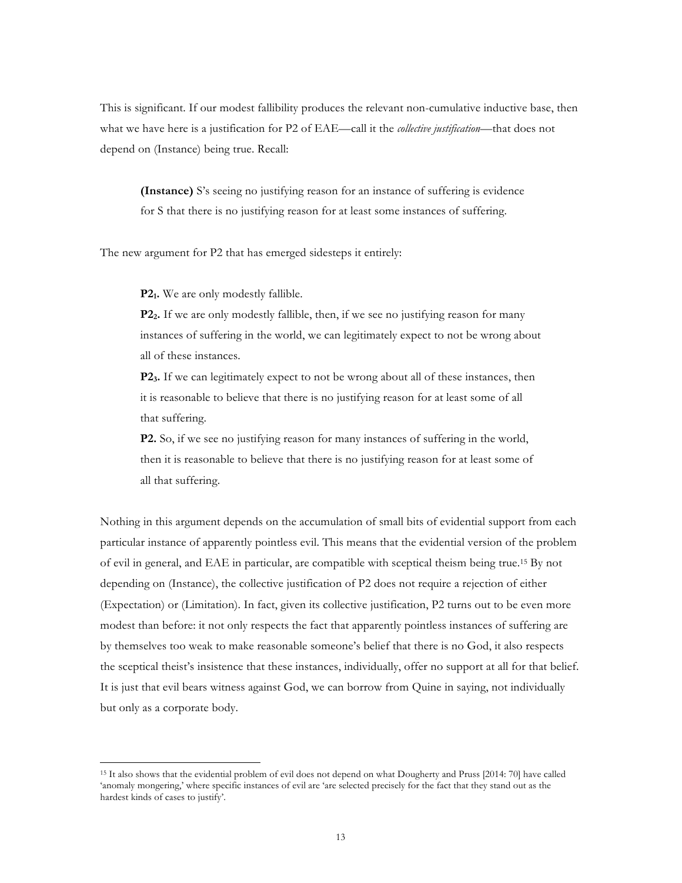This is significant. If our modest fallibility produces the relevant non-cumulative inductive base, then what we have here is a justification for P2 of EAE—call it the *collective justification*—that does not depend on (Instance) being true. Recall:

> **(Instance)** S's seeing no justifying reason for an instance of suffering is evidence for S that there is no justifying reason for at least some instances of suffering.

The new argument for P2 that has emerged sidesteps it entirely:

> **P2$_1$.** We are only modestly fallible.
>
> **P2$_2$.** If we are only modestly fallible, then, if we see no justifying reason for many instances of suffering in the world, we can legitimately expect to not be wrong about all of these instances.
>
> **P2$_3$.** If we can legitimately expect to not be wrong about all of these instances, then it is reasonable to believe that there is no justifying reason for at least some of all that suffering.
>
> **P2.** So, if we see no justifying reason for many instances of suffering in the world, then it is reasonable to believe that there is no justifying reason for at least some of all that suffering.

Nothing in this argument depends on the accumulation of small bits of evidential support from each particular instance of apparently pointless evil. This means that the evidential version of the problem of evil in general, and EAE in particular, are compatible with sceptical theism being true.[15] By not depending on (Instance), the collective justification of P2 does not require a rejection of either (Expectation) or (Limitation). In fact, given its collective justification, P2 turns out to be even more modest than before: it not only respects the fact that apparently pointless instances of suffering are by themselves too weak to make reasonable someone's belief that there is no God, it also respects the sceptical theist's insistence that these instances, individually, offer no support at all for that belief. It is just that evil bears witness against God, we can borrow from Quine in saying, not individually but only as a corporate body.

---

[15] It also shows that the evidential problem of evil does not depend on what Dougherty and Pruss [2014: 70] have called 'anomaly mongering,' where specific instances of evil are 'are selected precisely for the fact that they stand out as the hardest kinds of cases to justify'.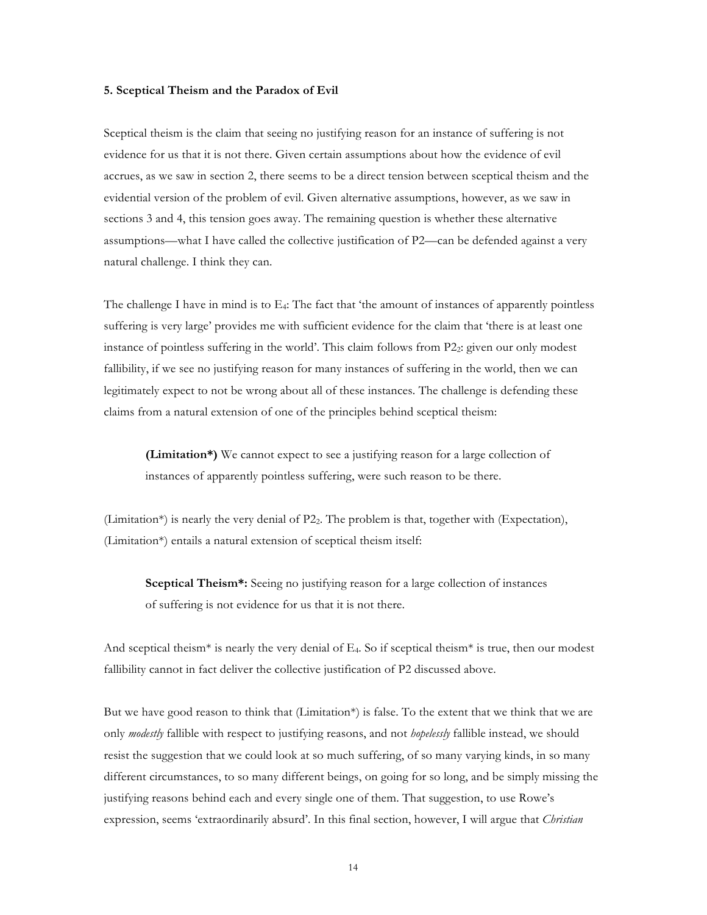**5. Sceptical Theism and the Paradox of Evil**

Sceptical theism is the claim that seeing no justifying reason for an instance of suffering is not evidence for us that it is not there. Given certain assumptions about how the evidence of evil accrues, as we saw in section 2, there seems to be a direct tension between sceptical theism and the evidential version of the problem of evil. Given alternative assumptions, however, as we saw in sections 3 and 4, this tension goes away. The remaining question is whether these alternative assumptions—what I have called the collective justification of P2—can be defended against a very natural challenge. I think they can.

The challenge I have in mind is to $E_4$: The fact that 'the amount of instances of apparently pointless suffering is very large' provides me with sufficient evidence for the claim that 'there is at least one instance of pointless suffering in the world'. This claim follows from $P2_2$: given our only modest fallibility, if we see no justifying reason for many instances of suffering in the world, then we can legitimately expect to not be wrong about all of these instances. The challenge is defending these claims from a natural extension of one of the principles behind sceptical theism:

> **(Limitation\*)** We cannot expect to see a justifying reason for a large collection of instances of apparently pointless suffering, were such reason to be there.

(Limitation*) is nearly the very denial of $P2_2$. The problem is that, together with (Expectation), (Limitation*) entails a natural extension of sceptical theism itself:

> **Sceptical Theism\*:** Seeing no justifying reason for a large collection of instances of suffering is not evidence for us that it is not there.

And sceptical theism* is nearly the very denial of $E_4$. So if sceptical theism* is true, then our modest fallibility cannot in fact deliver the collective justification of P2 discussed above.

But we have good reason to think that (Limitation*) is false. To the extent that we think that we are only *modestly* fallible with respect to justifying reasons, and not *hopelessly* fallible instead, we should resist the suggestion that we could look at so much suffering, of so many varying kinds, in so many different circumstances, to so many different beings, on going for so long, and be simply missing the justifying reasons behind each and every single one of them. That suggestion, to use Rowe's expression, seems 'extraordinarily absurd'. In this final section, however, I will argue that *Christian*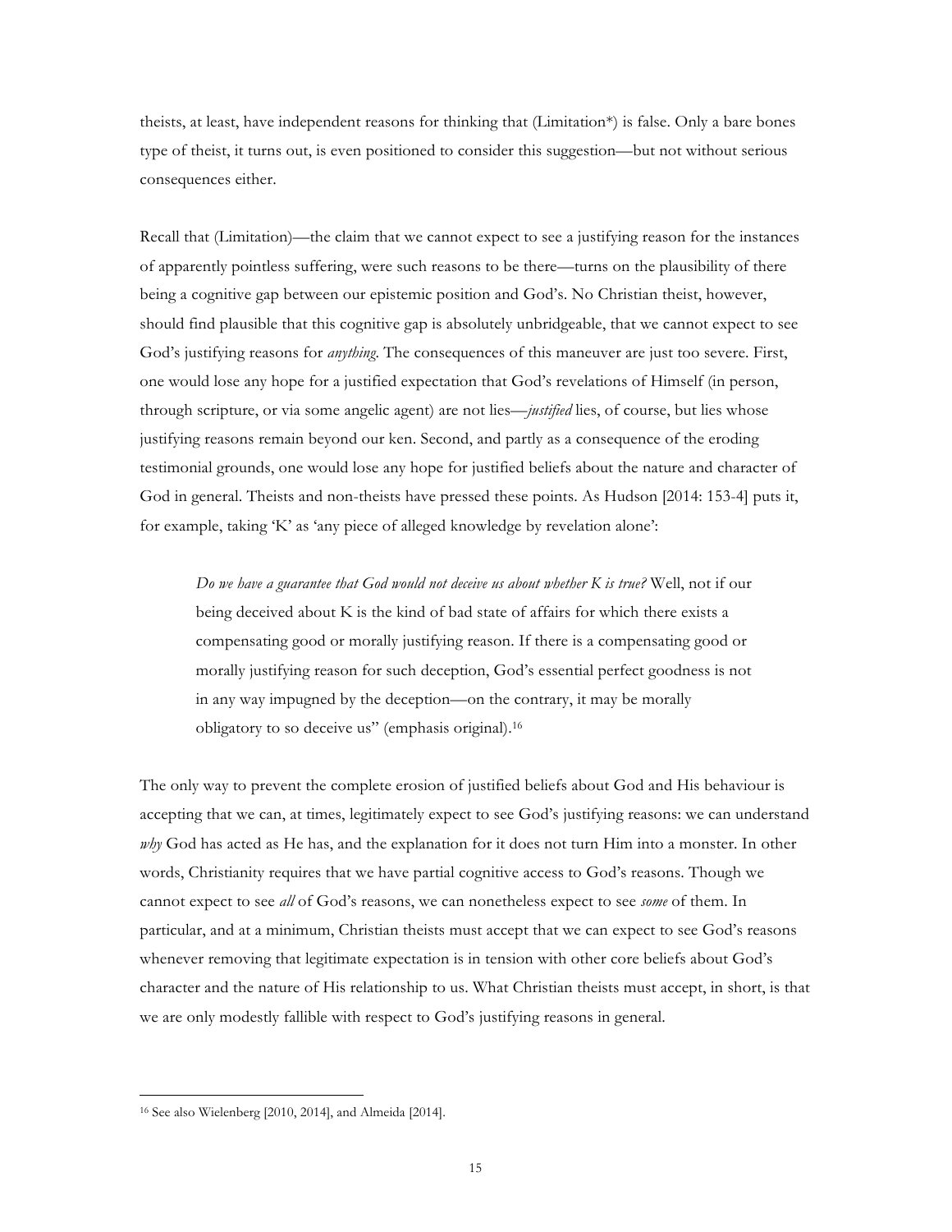theists, at least, have independent reasons for thinking that (Limitation*) is false. Only a bare bones type of theist, it turns out, is even positioned to consider this suggestion—but not without serious consequences either.

Recall that (Limitation)—the claim that we cannot expect to see a justifying reason for the instances of apparently pointless suffering, were such reasons to be there—turns on the plausibility of there being a cognitive gap between our epistemic position and God's. No Christian theist, however, should find plausible that this cognitive gap is absolutely unbridgeable, that we cannot expect to see God's justifying reasons for *anything*. The consequences of this maneuver are just too severe. First, one would lose any hope for a justified expectation that God's revelations of Himself (in person, through scripture, or via some angelic agent) are not lies—*justified* lies, of course, but lies whose justifying reasons remain beyond our ken. Second, and partly as a consequence of the eroding testimonial grounds, one would lose any hope for justified beliefs about the nature and character of God in general. Theists and non-theists have pressed these points. As Hudson [2014: 153-4] puts it, for example, taking 'K' as 'any piece of alleged knowledge by revelation alone':

> *Do we have a guarantee that God would not deceive us about whether K is true?* Well, not if our being deceived about K is the kind of bad state of affairs for which there exists a compensating good or morally justifying reason. If there is a compensating good or morally justifying reason for such deception, God's essential perfect goodness is not in any way impugned by the deception—on the contrary, it may be morally obligatory to so deceive us" (emphasis original).[16]

The only way to prevent the complete erosion of justified beliefs about God and His behaviour is accepting that we can, at times, legitimately expect to see God's justifying reasons: we can understand *why* God has acted as He has, and the explanation for it does not turn Him into a monster. In other words, Christianity requires that we have partial cognitive access to God's reasons. Though we cannot expect to see *all* of God's reasons, we can nonetheless expect to see *some* of them. In particular, and at a minimum, Christian theists must accept that we can expect to see God's reasons whenever removing that legitimate expectation is in tension with other core beliefs about God's character and the nature of His relationship to us. What Christian theists must accept, in short, is that we are only modestly fallible with respect to God's justifying reasons in general.

---

[16] See also Wielenberg [2010, 2014], and Almeida [2014].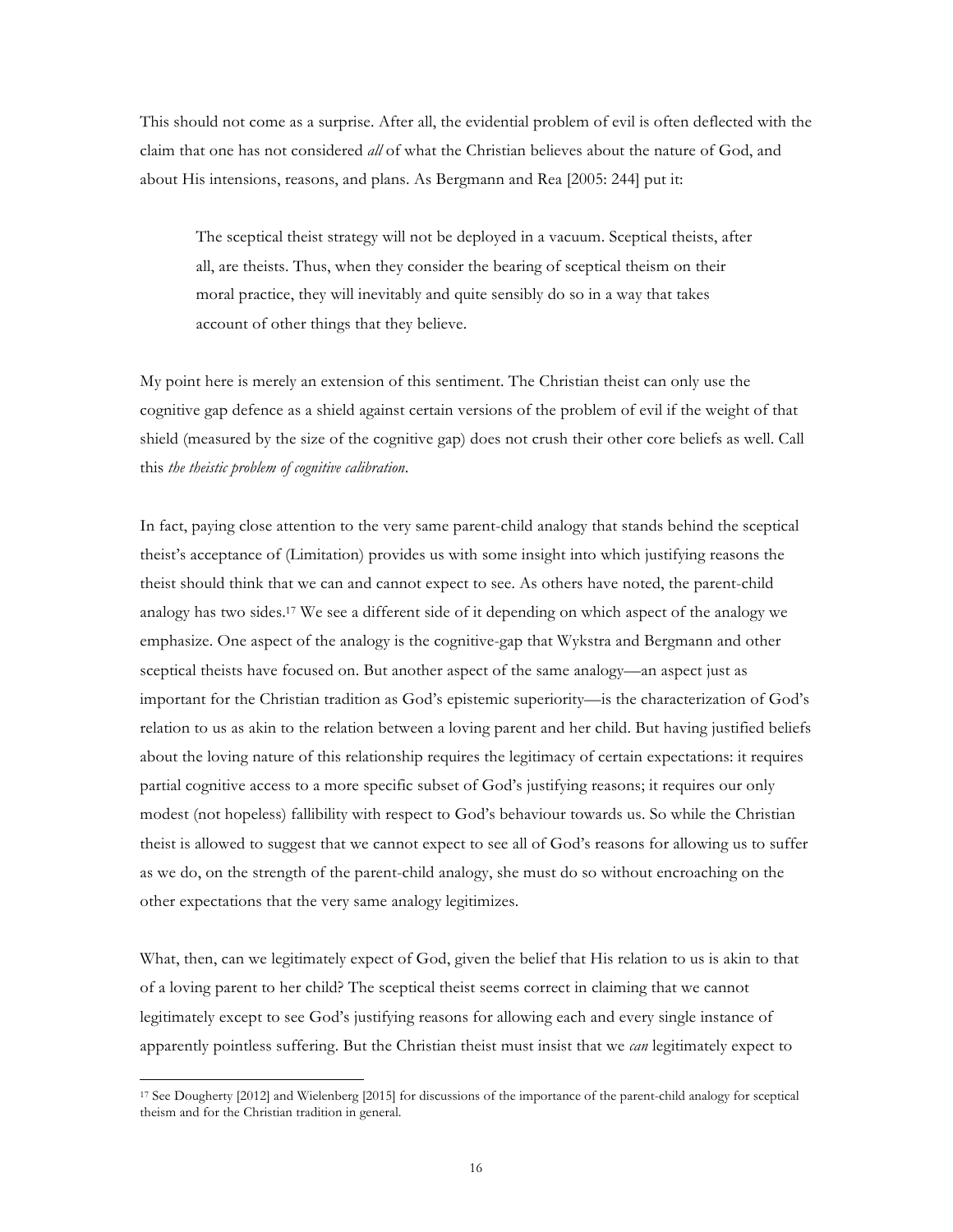This should not come as a surprise. After all, the evidential problem of evil is often deflected with the claim that one has not considered *all* of what the Christian believes about the nature of God, and about His intensions, reasons, and plans. As Bergmann and Rea [2005: 244] put it:

> The sceptical theist strategy will not be deployed in a vacuum. Sceptical theists, after all, are theists. Thus, when they consider the bearing of sceptical theism on their moral practice, they will inevitably and quite sensibly do so in a way that takes account of other things that they believe.

My point here is merely an extension of this sentiment. The Christian theist can only use the cognitive gap defence as a shield against certain versions of the problem of evil if the weight of that shield (measured by the size of the cognitive gap) does not crush their other core beliefs as well. Call this *the theistic problem of cognitive calibration*.

In fact, paying close attention to the very same parent-child analogy that stands behind the sceptical theist's acceptance of (Limitation) provides us with some insight into which justifying reasons the theist should think that we can and cannot expect to see. As others have noted, the parent-child analogy has two sides.[17] We see a different side of it depending on which aspect of the analogy we emphasize. One aspect of the analogy is the cognitive-gap that Wykstra and Bergmann and other sceptical theists have focused on. But another aspect of the same analogy—an aspect just as important for the Christian tradition as God's epistemic superiority—is the characterization of God's relation to us as akin to the relation between a loving parent and her child. But having justified beliefs about the loving nature of this relationship requires the legitimacy of certain expectations: it requires partial cognitive access to a more specific subset of God's justifying reasons; it requires our only modest (not hopeless) fallibility with respect to God's behaviour towards us. So while the Christian theist is allowed to suggest that we cannot expect to see all of God's reasons for allowing us to suffer as we do, on the strength of the parent-child analogy, she must do so without encroaching on the other expectations that the very same analogy legitimizes.

What, then, can we legitimately expect of God, given the belief that His relation to us is akin to that of a loving parent to her child? The sceptical theist seems correct in claiming that we cannot legitimately except to see God's justifying reasons for allowing each and every single instance of apparently pointless suffering. But the Christian theist must insist that we *can* legitimately expect to

[17] See Dougherty [2012] and Wielenberg [2015] for discussions of the importance of the parent-child analogy for sceptical theism and for the Christian tradition in general.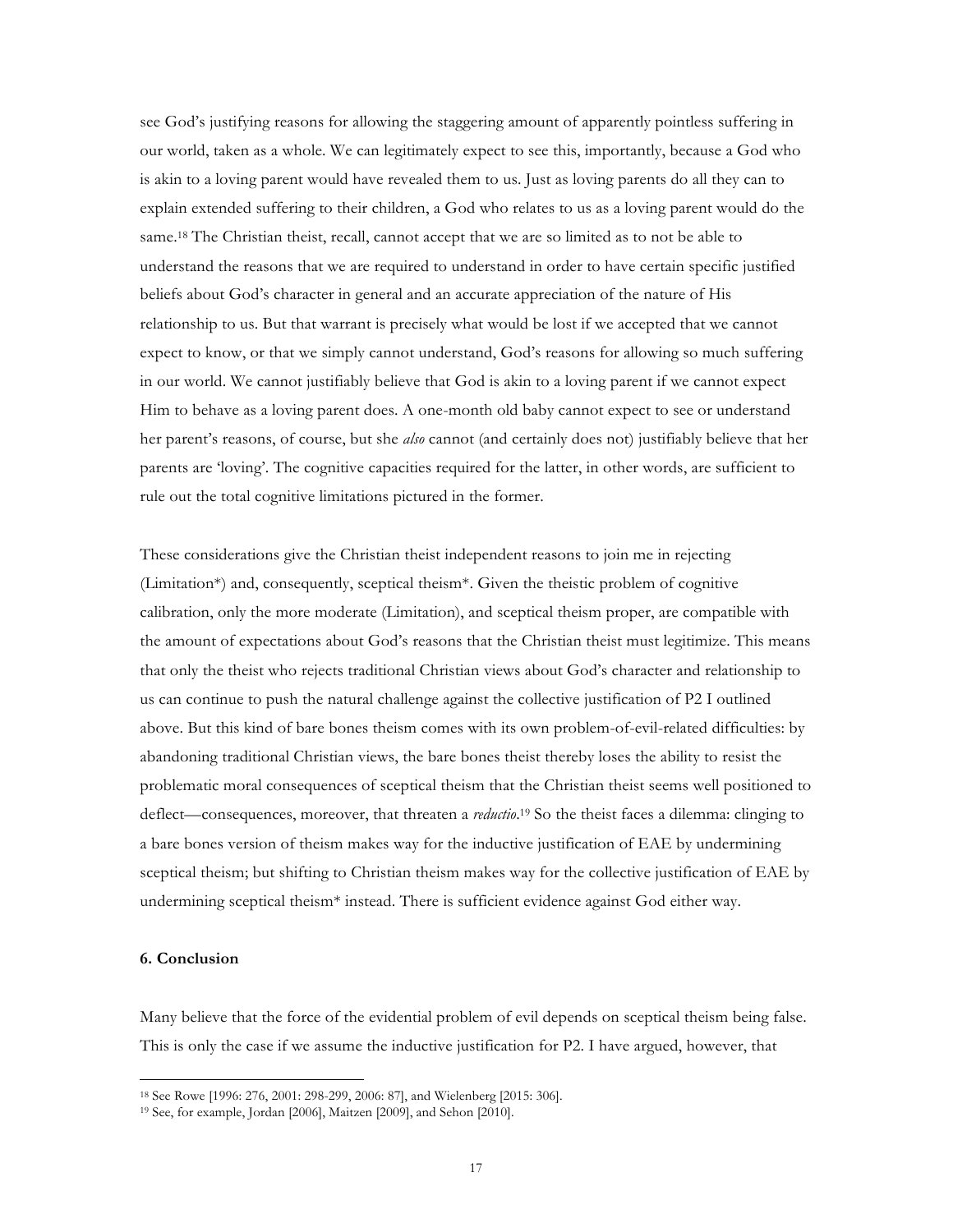see God's justifying reasons for allowing the staggering amount of apparently pointless suffering in our world, taken as a whole. We can legitimately expect to see this, importantly, because a God who is akin to a loving parent would have revealed them to us. Just as loving parents do all they can to explain extended suffering to their children, a God who relates to us as a loving parent would do the same.[18] The Christian theist, recall, cannot accept that we are so limited as to not be able to understand the reasons that we are required to understand in order to have certain specific justified beliefs about God's character in general and an accurate appreciation of the nature of His relationship to us. But that warrant is precisely what would be lost if we accepted that we cannot expect to know, or that we simply cannot understand, God's reasons for allowing so much suffering in our world. We cannot justifiably believe that God is akin to a loving parent if we cannot expect Him to behave as a loving parent does. A one-month old baby cannot expect to see or understand her parent's reasons, of course, but she *also* cannot (and certainly does not) justifiably believe that her parents are 'loving'. The cognitive capacities required for the latter, in other words, are sufficient to rule out the total cognitive limitations pictured in the former.

These considerations give the Christian theist independent reasons to join me in rejecting (Limitation*) and, consequently, sceptical theism*. Given the theistic problem of cognitive calibration, only the more moderate (Limitation), and sceptical theism proper, are compatible with the amount of expectations about God's reasons that the Christian theist must legitimize. This means that only the theist who rejects traditional Christian views about God's character and relationship to us can continue to push the natural challenge against the collective justification of P2 I outlined above. But this kind of bare bones theism comes with its own problem-of-evil-related difficulties: by abandoning traditional Christian views, the bare bones theist thereby loses the ability to resist the problematic moral consequences of sceptical theism that the Christian theist seems well positioned to deflect—consequences, moreover, that threaten a *reductio*.[19] So the theist faces a dilemma: clinging to a bare bones version of theism makes way for the inductive justification of EAE by undermining sceptical theism; but shifting to Christian theism makes way for the collective justification of EAE by undermining sceptical theism* instead. There is sufficient evidence against God either way.

## 6. Conclusion

Many believe that the force of the evidential problem of evil depends on sceptical theism being false. This is only the case if we assume the inductive justification for P2. I have argued, however, that

---

[18] See Rowe [1996: 276, 2001: 298-299, 2006: 87], and Wielenberg [2015: 306].

[19] See, for example, Jordan [2006], Maitzen [2009], and Sehon [2010].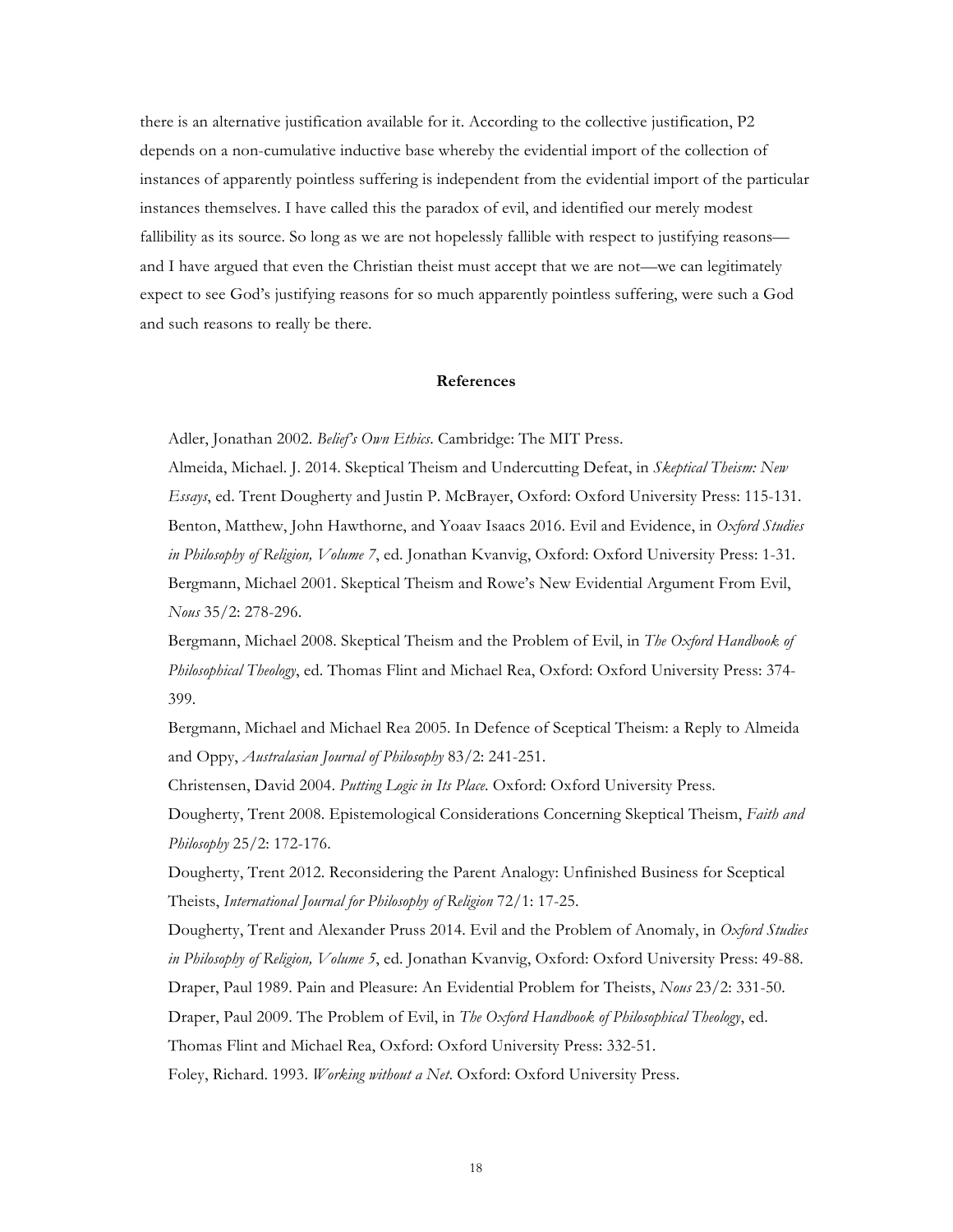there is an alternative justification available for it. According to the collective justification, P2 depends on a non-cumulative inductive base whereby the evidential import of the collection of instances of apparently pointless suffering is independent from the evidential import of the particular instances themselves. I have called this the paradox of evil, and identified our merely modest fallibility as its source. So long as we are not hopelessly fallible with respect to justifying reasons—and I have argued that even the Christian theist must accept that we are not—we can legitimately expect to see God's justifying reasons for so much apparently pointless suffering, were such a God and such reasons to really be there.

## References

Adler, Jonathan 2002. *Belief's Own Ethics*. Cambridge: The MIT Press.

Almeida, Michael. J. 2014. Skeptical Theism and Undercutting Defeat, in *Skeptical Theism: New Essays*, ed. Trent Dougherty and Justin P. McBrayer, Oxford: Oxford University Press: 115-131.

Benton, Matthew, John Hawthorne, and Yoaav Isaacs 2016. Evil and Evidence, in *Oxford Studies in Philosophy of Religion, Volume 7*, ed. Jonathan Kvanvig, Oxford: Oxford University Press: 1-31.

Bergmann, Michael 2001. Skeptical Theism and Rowe's New Evidential Argument From Evil, *Nous* 35/2: 278-296.

Bergmann, Michael 2008. Skeptical Theism and the Problem of Evil, in *The Oxford Handbook of Philosophical Theology*, ed. Thomas Flint and Michael Rea, Oxford: Oxford University Press: 374-399.

Bergmann, Michael and Michael Rea 2005. In Defence of Sceptical Theism: a Reply to Almeida and Oppy, *Australasian Journal of Philosophy* 83/2: 241-251.

Christensen, David 2004. *Putting Logic in Its Place*. Oxford: Oxford University Press.

Dougherty, Trent 2008. Epistemological Considerations Concerning Skeptical Theism, *Faith and Philosophy* 25/2: 172-176.

Dougherty, Trent 2012. Reconsidering the Parent Analogy: Unfinished Business for Sceptical Theists, *International Journal for Philosophy of Religion* 72/1: 17-25.

Dougherty, Trent and Alexander Pruss 2014. Evil and the Problem of Anomaly, in *Oxford Studies in Philosophy of Religion, Volume 5*, ed. Jonathan Kvanvig, Oxford: Oxford University Press: 49-88.

Draper, Paul 1989. Pain and Pleasure: An Evidential Problem for Theists, *Nous* 23/2: 331-50.

Draper, Paul 2009. The Problem of Evil, in *The Oxford Handbook of Philosophical Theology*, ed. Thomas Flint and Michael Rea, Oxford: Oxford University Press: 332-51.

Foley, Richard. 1993. *Working without a Net*. Oxford: Oxford University Press.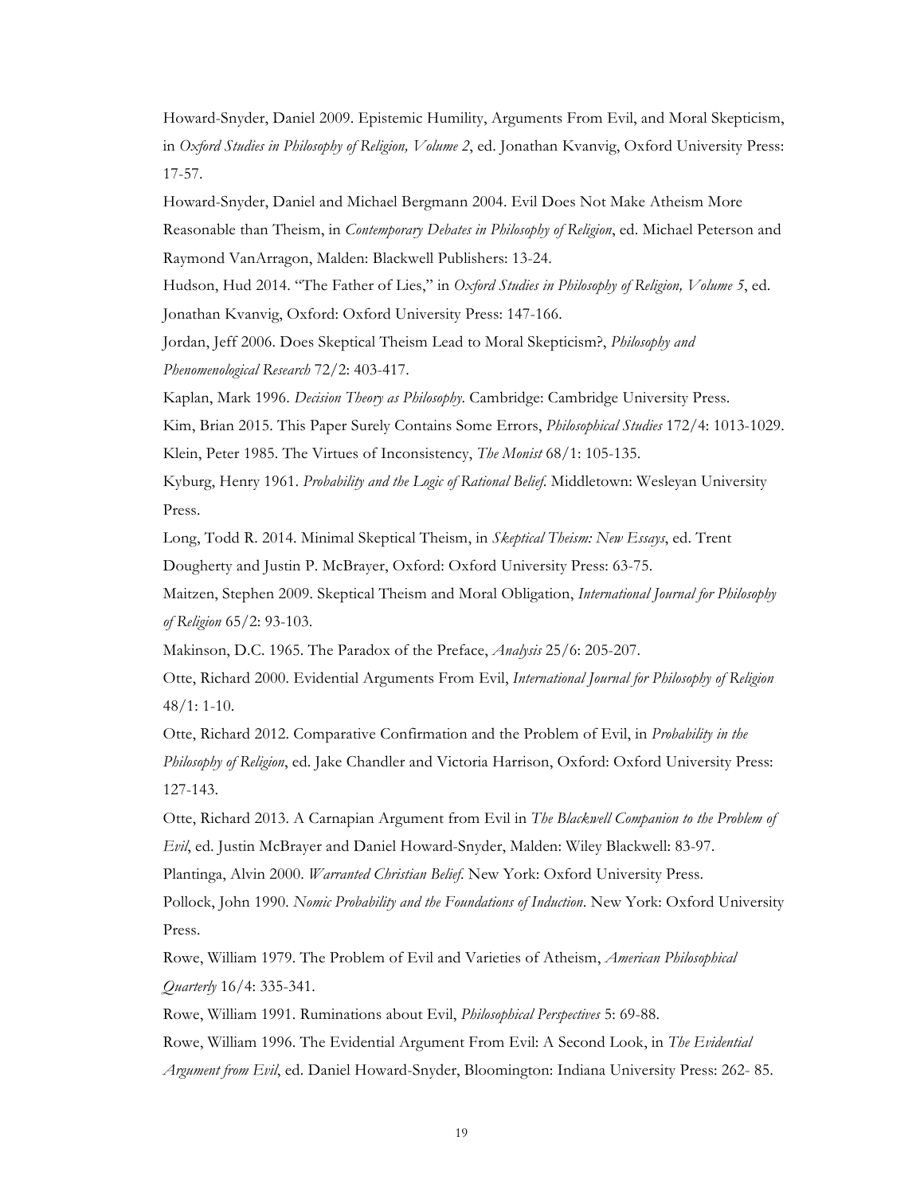Howard-Snyder, Daniel 2009. Epistemic Humility, Arguments From Evil, and Moral Skepticism, in *Oxford Studies in Philosophy of Religion, Volume 2*, ed. Jonathan Kvanvig, Oxford University Press: 17-57.

Howard-Snyder, Daniel and Michael Bergmann 2004. Evil Does Not Make Atheism More Reasonable than Theism, in *Contemporary Debates in Philosophy of Religion*, ed. Michael Peterson and Raymond VanArragon, Malden: Blackwell Publishers: 13-24.

Hudson, Hud 2014. "The Father of Lies," in *Oxford Studies in Philosophy of Religion, Volume 5*, ed. Jonathan Kvanvig, Oxford: Oxford University Press: 147-166.

Jordan, Jeff 2006. Does Skeptical Theism Lead to Moral Skepticism?, *Philosophy and Phenomenological Research* 72/2: 403-417.

Kaplan, Mark 1996. *Decision Theory as Philosophy*. Cambridge: Cambridge University Press.

Kim, Brian 2015. This Paper Surely Contains Some Errors, *Philosophical Studies* 172/4: 1013-1029.

Klein, Peter 1985. The Virtues of Inconsistency, *The Monist* 68/1: 105-135.

Kyburg, Henry 1961. *Probability and the Logic of Rational Belief*. Middletown: Wesleyan University Press.

Long, Todd R. 2014. Minimal Skeptical Theism, in *Skeptical Theism: New Essays*, ed. Trent Dougherty and Justin P. McBrayer, Oxford: Oxford University Press: 63-75.

Maitzen, Stephen 2009. Skeptical Theism and Moral Obligation, *International Journal for Philosophy of Religion* 65/2: 93-103.

Makinson, D.C. 1965. The Paradox of the Preface, *Analysis* 25/6: 205-207.

Otte, Richard 2000. Evidential Arguments From Evil, *International Journal for Philosophy of Religion* 48/1: 1-10.

Otte, Richard 2012. Comparative Confirmation and the Problem of Evil, in *Probability in the Philosophy of Religion*, ed. Jake Chandler and Victoria Harrison, Oxford: Oxford University Press: 127-143.

Otte, Richard 2013. A Carnapian Argument from Evil in *The Blackwell Companion to the Problem of Evil*, ed. Justin McBrayer and Daniel Howard-Snyder, Malden: Wiley Blackwell: 83-97.

Plantinga, Alvin 2000. *Warranted Christian Belief*. New York: Oxford University Press.

Pollock, John 1990. *Nomic Probability and the Foundations of Induction*. New York: Oxford University Press.

Rowe, William 1979. The Problem of Evil and Varieties of Atheism, *American Philosophical Quarterly* 16/4: 335-341.

Rowe, William 1991. Ruminations about Evil, *Philosophical Perspectives* 5: 69-88.

Rowe, William 1996. The Evidential Argument From Evil: A Second Look, in *The Evidential Argument from Evil*, ed. Daniel Howard-Snyder, Bloomington: Indiana University Press: 262- 85.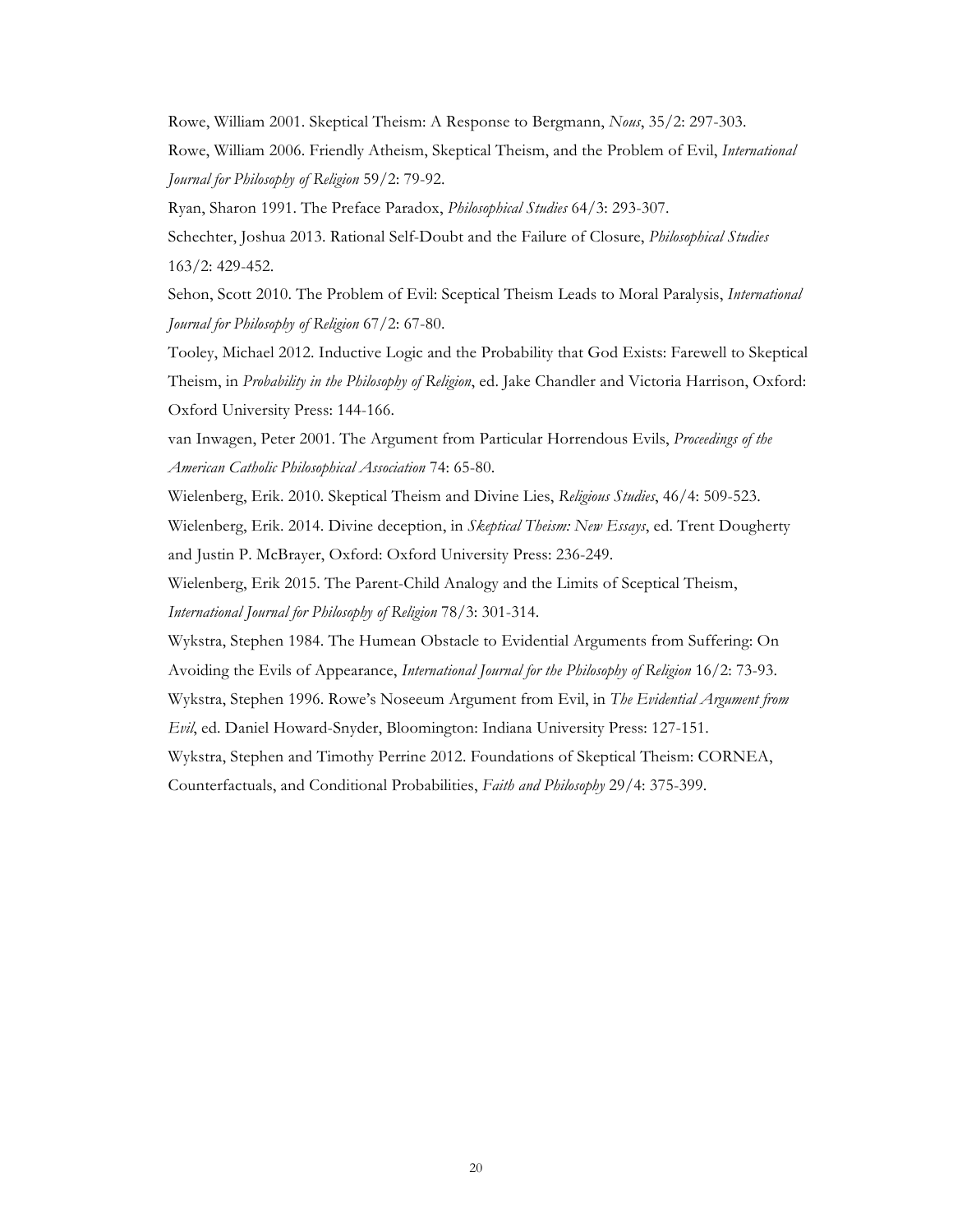Rowe, William 2001. Skeptical Theism: A Response to Bergmann, *Nous*, 35/2: 297-303.

Rowe, William 2006. Friendly Atheism, Skeptical Theism, and the Problem of Evil, *International Journal for Philosophy of Religion* 59/2: 79-92.

Ryan, Sharon 1991. The Preface Paradox, *Philosophical Studies* 64/3: 293-307.

Schechter, Joshua 2013. Rational Self-Doubt and the Failure of Closure, *Philosophical Studies* 163/2: 429-452.

Sehon, Scott 2010. The Problem of Evil: Sceptical Theism Leads to Moral Paralysis, *International Journal for Philosophy of Religion* 67/2: 67-80.

Tooley, Michael 2012. Inductive Logic and the Probability that God Exists: Farewell to Skeptical Theism, in *Probability in the Philosophy of Religion*, ed. Jake Chandler and Victoria Harrison, Oxford: Oxford University Press: 144-166.

van Inwagen, Peter 2001. The Argument from Particular Horrendous Evils, *Proceedings of the American Catholic Philosophical Association* 74: 65-80.

Wielenberg, Erik. 2010. Skeptical Theism and Divine Lies, *Religious Studies*, 46/4: 509-523.

Wielenberg, Erik. 2014. Divine deception, in *Skeptical Theism: New Essays*, ed. Trent Dougherty and Justin P. McBrayer, Oxford: Oxford University Press: 236-249.

Wielenberg, Erik 2015. The Parent-Child Analogy and the Limits of Sceptical Theism, *International Journal for Philosophy of Religion* 78/3: 301-314.

Wykstra, Stephen 1984. The Humean Obstacle to Evidential Arguments from Suffering: On Avoiding the Evils of Appearance, *International Journal for the Philosophy of Religion* 16/2: 73-93.

Wykstra, Stephen 1996. Rowe's Noseeum Argument from Evil, in *The Evidential Argument from Evil*, ed. Daniel Howard-Snyder, Bloomington: Indiana University Press: 127-151.

Wykstra, Stephen and Timothy Perrine 2012. Foundations of Skeptical Theism: CORNEA, Counterfactuals, and Conditional Probabilities, *Faith and Philosophy* 29/4: 375-399.